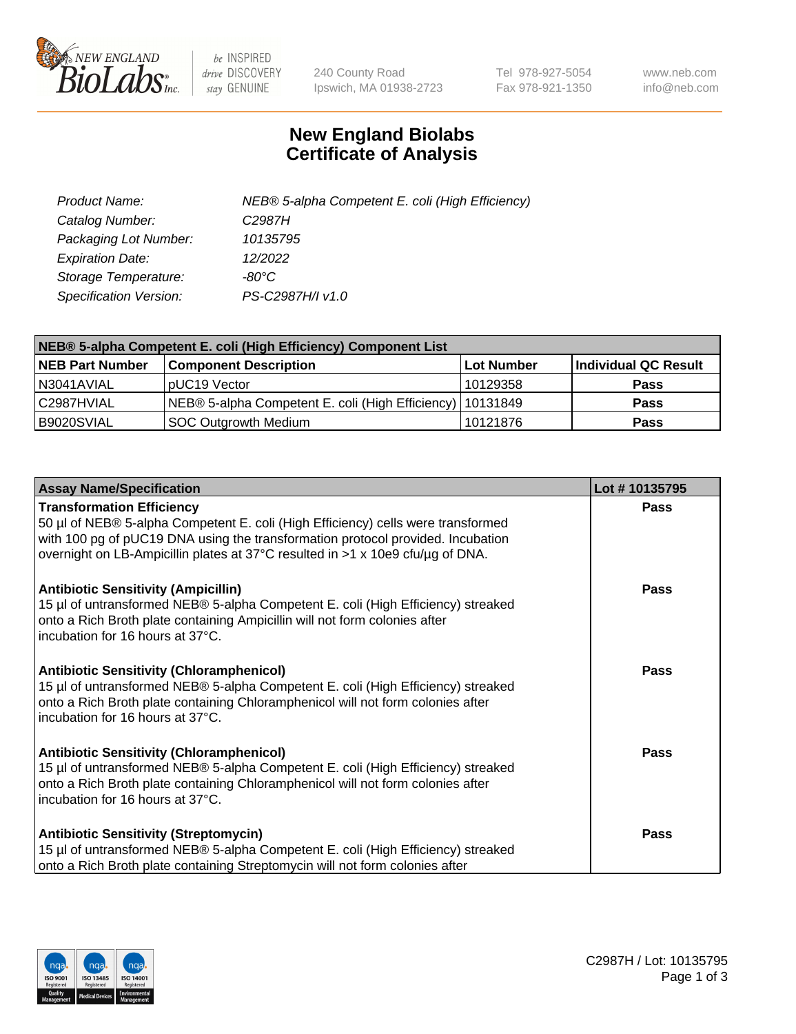# New England Biolabs Certificate of Analysis

| | |
|---|---|
| *Product Name:* | *NEB® 5-alpha Competent E. coli (High Efficiency)* |
| *Catalog Number:* | *C2987H* |
| *Packaging Lot Number:* | *10135795* |
| *Expiration Date:* | *12/2022* |
| *Storage Temperature:* | *-80°C* |
| *Specification Version:* | *PS-C2987H/I v1.0* |

| NEB® 5-alpha Competent E. coli (High Efficiency) Component List | | | |
|---|---|---|---|
| **NEB Part Number** | **Component Description** | **Lot Number** | **Individual QC Result** |
| N3041AVIAL | pUC19 Vector | 10129358 | **Pass** |
| C2987HVIAL | NEB® 5-alpha Competent E. coli (High Efficiency) | 10131849 | **Pass** |
| B9020SVIAL | SOC Outgrowth Medium | 10121876 | **Pass** |

| Assay Name/Specification | Lot # 10135795 |
|---|---|
| **Transformation Efficiency**<br>50 µl of NEB® 5-alpha Competent E. coli (High Efficiency) cells were transformed with 100 pg of pUC19 DNA using the transformation protocol provided. Incubation overnight on LB-Ampicillin plates at 37°C resulted in >1 x 10e9 cfu/µg of DNA. | **Pass** |
| **Antibiotic Sensitivity (Ampicillin)**<br>15 µl of untransformed NEB® 5-alpha Competent E. coli (High Efficiency) streaked onto a Rich Broth plate containing Ampicillin will not form colonies after incubation for 16 hours at 37°C. | **Pass** |
| **Antibiotic Sensitivity (Chloramphenicol)**<br>15 µl of untransformed NEB® 5-alpha Competent E. coli (High Efficiency) streaked onto a Rich Broth plate containing Chloramphenicol will not form colonies after incubation for 16 hours at 37°C. | **Pass** |
| **Antibiotic Sensitivity (Chloramphenicol)**<br>15 µl of untransformed NEB® 5-alpha Competent E. coli (High Efficiency) streaked onto a Rich Broth plate containing Chloramphenicol will not form colonies after incubation for 16 hours at 37°C. | **Pass** |
| **Antibiotic Sensitivity (Streptomycin)**<br>15 µl of untransformed NEB® 5-alpha Competent E. coli (High Efficiency) streaked onto a Rich Broth plate containing Streptomycin will not form colonies after | **Pass** |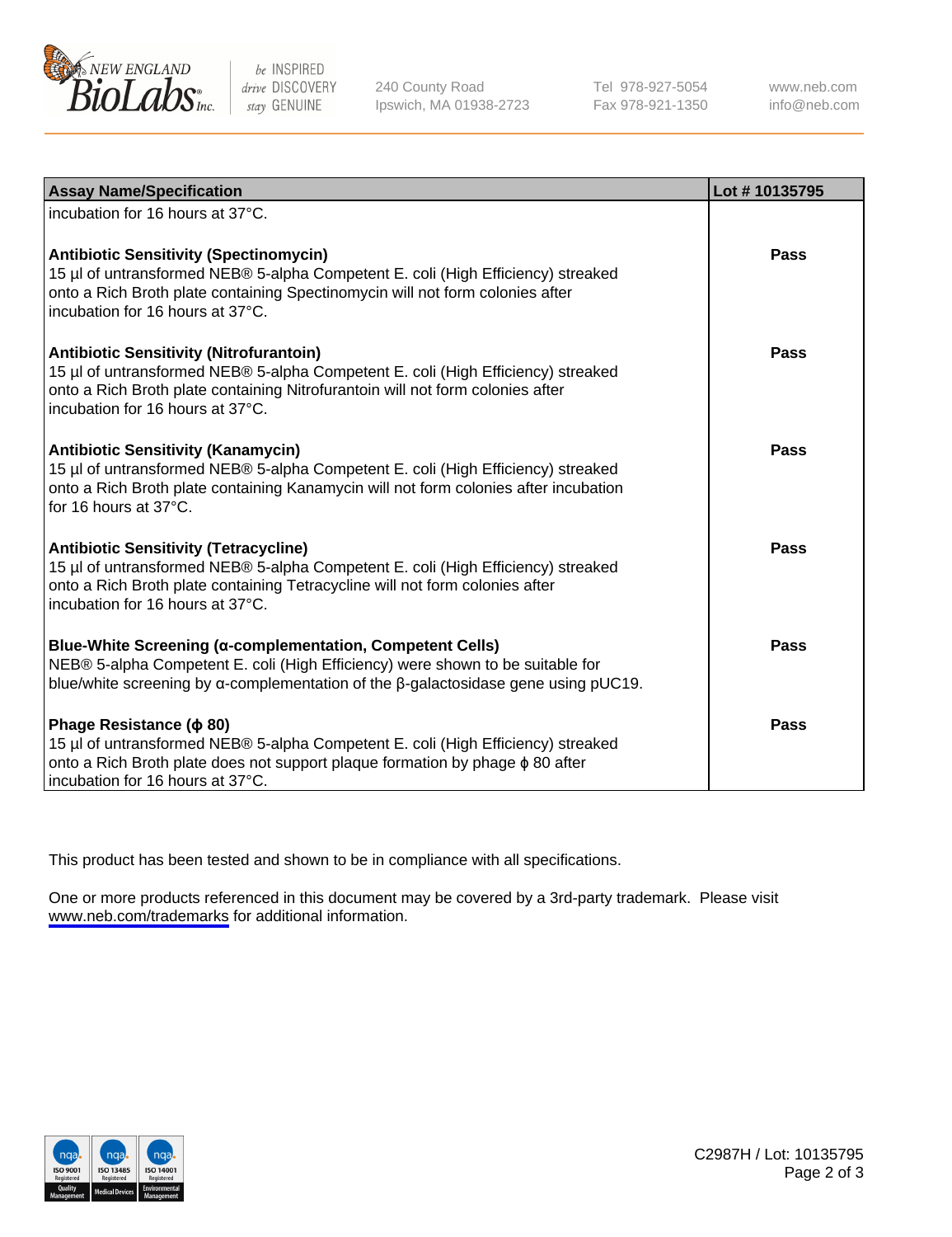| Assay Name/Specification | Lot # 10135795 |
| --- | --- |
| incubation for 16 hours at 37°C. | |
| **Antibiotic Sensitivity (Spectinomycin)**<br>15 µl of untransformed NEB® 5-alpha Competent E. coli (High Efficiency) streaked onto a Rich Broth plate containing Spectinomycin will not form colonies after incubation for 16 hours at 37°C. | Pass |
| **Antibiotic Sensitivity (Nitrofurantoin)**<br>15 µl of untransformed NEB® 5-alpha Competent E. coli (High Efficiency) streaked onto a Rich Broth plate containing Nitrofurantoin will not form colonies after incubation for 16 hours at 37°C. | Pass |
| **Antibiotic Sensitivity (Kanamycin)**<br>15 µl of untransformed NEB® 5-alpha Competent E. coli (High Efficiency) streaked onto a Rich Broth plate containing Kanamycin will not form colonies after incubation for 16 hours at 37°C. | Pass |
| **Antibiotic Sensitivity (Tetracycline)**<br>15 µl of untransformed NEB® 5-alpha Competent E. coli (High Efficiency) streaked onto a Rich Broth plate containing Tetracycline will not form colonies after incubation for 16 hours at 37°C. | Pass |
| **Blue-White Screening (α-complementation, Competent Cells)**<br>NEB® 5-alpha Competent E. coli (High Efficiency) were shown to be suitable for blue/white screening by α-complementation of the β-galactosidase gene using pUC19. | Pass |
| **Phage Resistance (ϕ 80)**<br>15 µl of untransformed NEB® 5-alpha Competent E. coli (High Efficiency) streaked onto a Rich Broth plate does not support plaque formation by phage ϕ 80 after incubation for 16 hours at 37°C. | Pass |

This product has been tested and shown to be in compliance with all specifications.

One or more products referenced in this document may be covered by a 3rd-party trademark. Please visit www.neb.com/trademarks for additional information.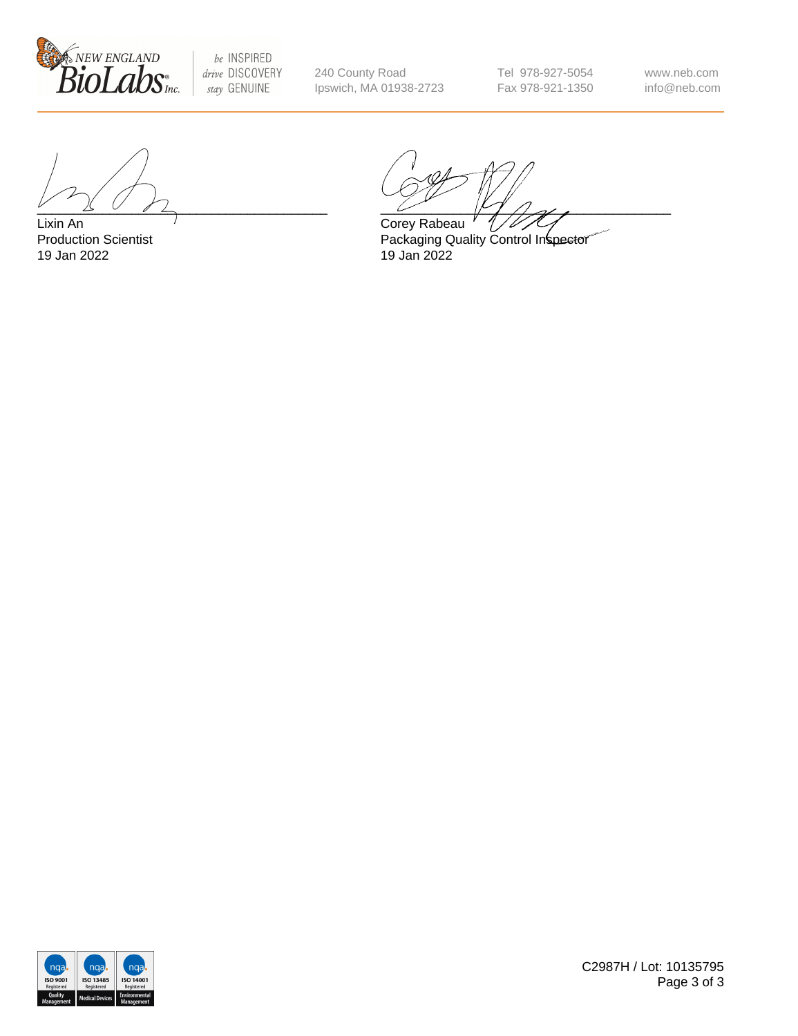Lixin An
Production Scientist
19 Jan 2022

Corey Rabeau
Packaging Quality Control Inspector
19 Jan 2022

C2987H / Lot: 10135795